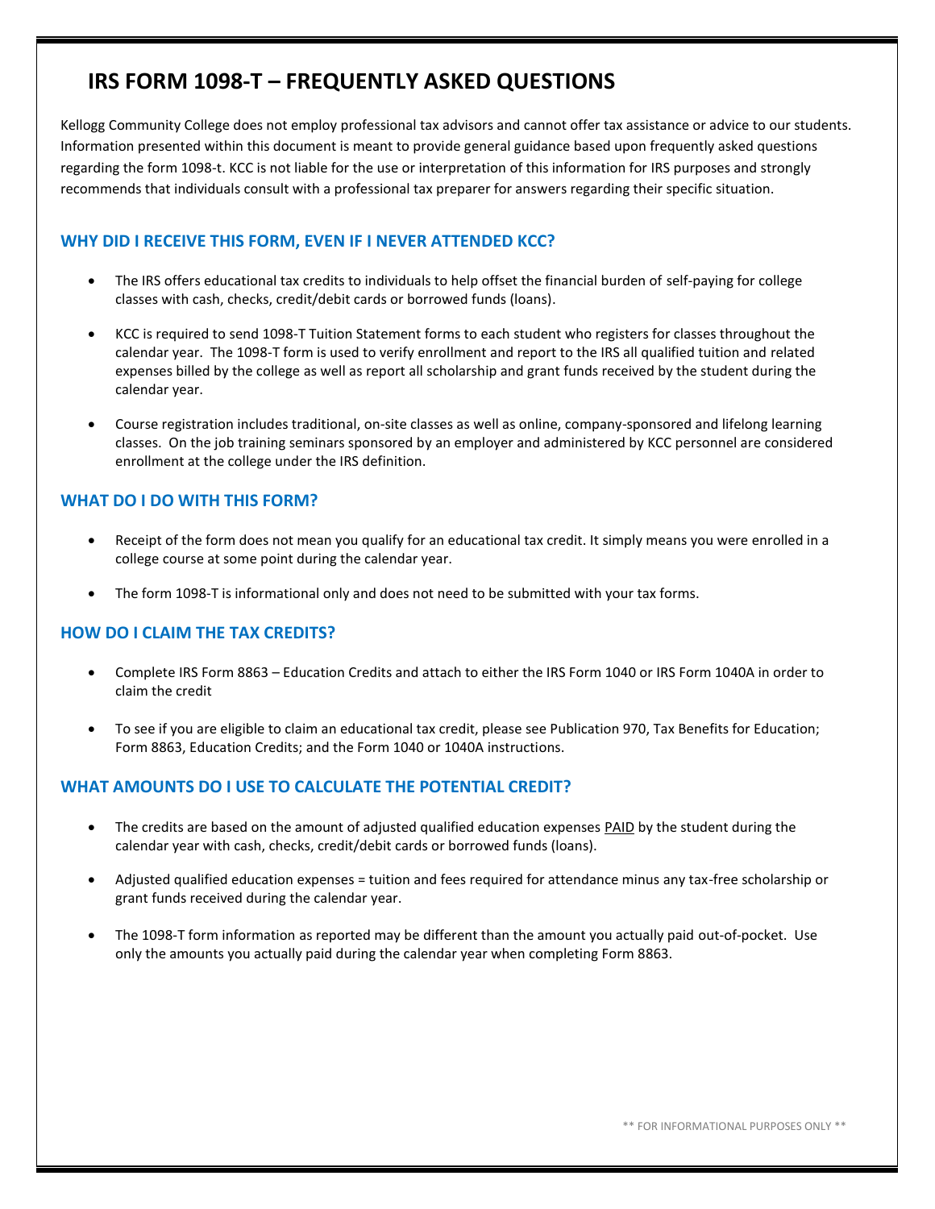# IRS FORM 1098-T – FREQUENTLY ASKED QUESTIONS

Kellogg Community College does not employ professional tax advisors and cannot offer tax assistance or advice to our students. Information presented within this document is meant to provide general guidance based upon frequently asked questions regarding the form 1098-t. KCC is not liable for the use or interpretation of this information for IRS purposes and strongly recommends that individuals consult with a professional tax preparer for answers regarding their specific situation.

## WHY DID I RECEIVE THIS FORM, EVEN IF I NEVER ATTENDED KCC?

- The IRS offers educational tax credits to individuals to help offset the financial burden of self-paying for college classes with cash, checks, credit/debit cards or borrowed funds (loans).
- KCC is required to send 1098-T Tuition Statement forms to each student who registers for classes throughout the calendar year. The 1098-T form is used to verify enrollment and report to the IRS all qualified tuition and related expenses billed by the college as well as report all scholarship and grant funds received by the student during the calendar year.
- Course registration includes traditional, on-site classes as well as online, company-sponsored and lifelong learning classes. On the job training seminars sponsored by an employer and administered by KCC personnel are considered enrollment at the college under the IRS definition.

## WHAT DO I DO WITH THIS FORM?

- Receipt of the form does not mean you qualify for an educational tax credit. It simply means you were enrolled in a college course at some point during the calendar year.
- The form 1098-T is informational only and does not need to be submitted with your tax forms.

## HOW DO I CLAIM THE TAX CREDITS?

- Complete IRS Form 8863 – Education Credits and attach to either the IRS Form 1040 or IRS Form 1040A in order to claim the credit
- To see if you are eligible to claim an educational tax credit, please see Publication 970, Tax Benefits for Education; Form 8863, Education Credits; and the Form 1040 or 1040A instructions.

## WHAT AMOUNTS DO I USE TO CALCULATE THE POTENTIAL CREDIT?

- The credits are based on the amount of adjusted qualified education expenses PAID by the student during the calendar year with cash, checks, credit/debit cards or borrowed funds (loans).
- Adjusted qualified education expenses = tuition and fees required for attendance minus any tax-free scholarship or grant funds received during the calendar year.
- The 1098-T form information as reported may be different than the amount you actually paid out-of-pocket. Use only the amounts you actually paid during the calendar year when completing Form 8863.

** FOR INFORMATIONAL PURPOSES ONLY **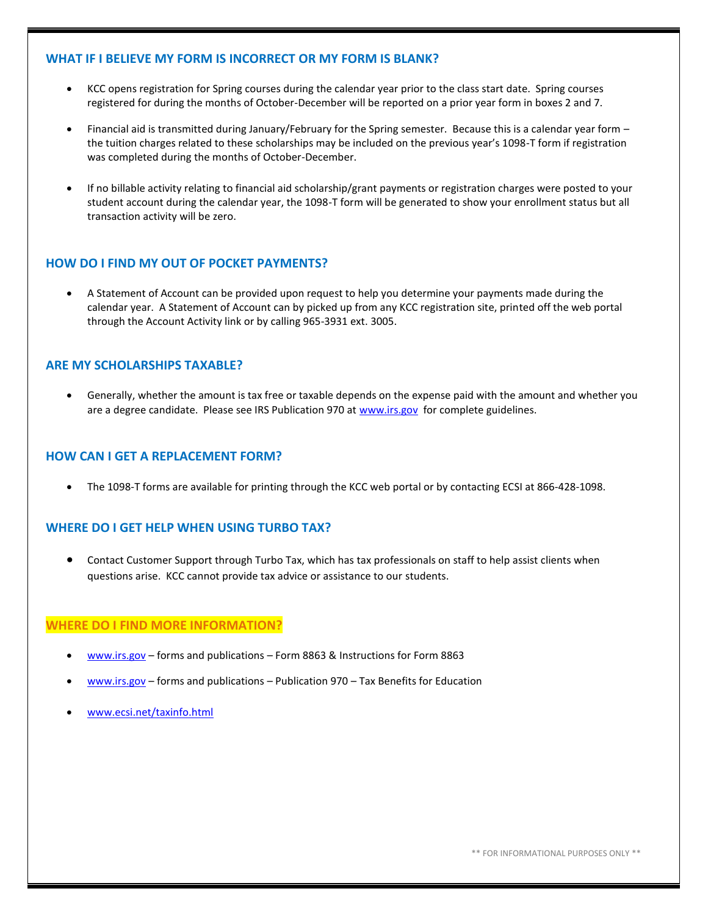## WHAT IF I BELIEVE MY FORM IS INCORRECT OR MY FORM IS BLANK?

- KCC opens registration for Spring courses during the calendar year prior to the class start date. Spring courses registered for during the months of October-December will be reported on a prior year form in boxes 2 and 7.
- Financial aid is transmitted during January/February for the Spring semester. Because this is a calendar year form – the tuition charges related to these scholarships may be included on the previous year's 1098-T form if registration was completed during the months of October-December.
- If no billable activity relating to financial aid scholarship/grant payments or registration charges were posted to your student account during the calendar year, the 1098-T form will be generated to show your enrollment status but all transaction activity will be zero.

## HOW DO I FIND MY OUT OF POCKET PAYMENTS?

- A Statement of Account can be provided upon request to help you determine your payments made during the calendar year. A Statement of Account can by picked up from any KCC registration site, printed off the web portal through the Account Activity link or by calling 965-3931 ext. 3005.

## ARE MY SCHOLARSHIPS TAXABLE?

- Generally, whether the amount is tax free or taxable depends on the expense paid with the amount and whether you are a degree candidate. Please see IRS Publication 970 at www.irs.gov for complete guidelines.

## HOW CAN I GET A REPLACEMENT FORM?

- The 1098-T forms are available for printing through the KCC web portal or by contacting ECSI at 866-428-1098.

## WHERE DO I GET HELP WHEN USING TURBO TAX?

- Contact Customer Support through Turbo Tax, which has tax professionals on staff to help assist clients when questions arise. KCC cannot provide tax advice or assistance to our students.

## WHERE DO I FIND MORE INFORMATION?

- www.irs.gov – forms and publications – Form 8863 & Instructions for Form 8863
- www.irs.gov – forms and publications – Publication 970 – Tax Benefits for Education
- www.ecsi.net/taxinfo.html

** FOR INFORMATIONAL PURPOSES ONLY **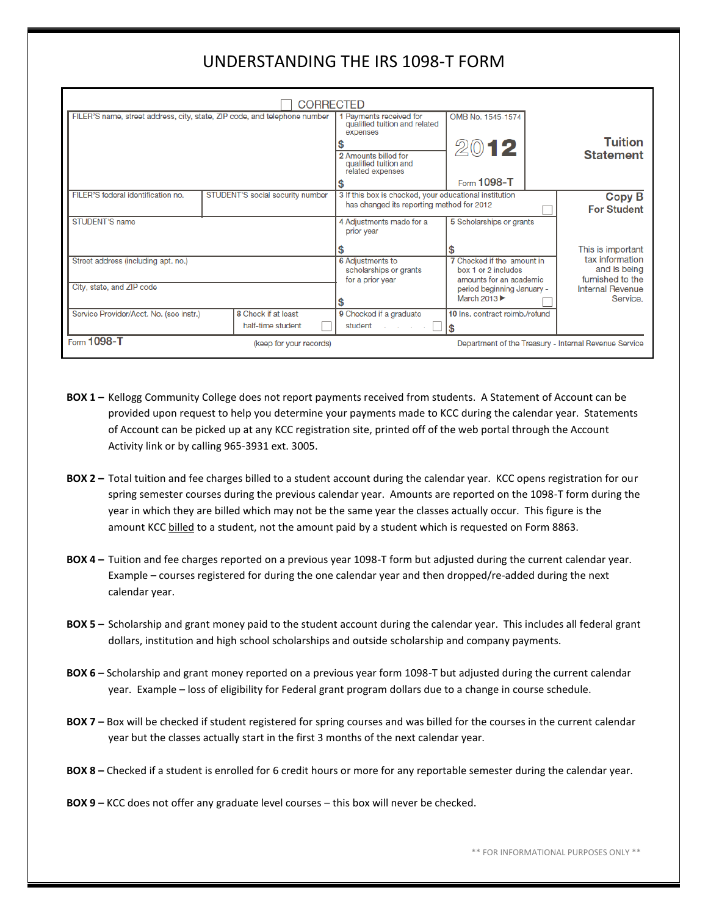# UNDERSTANDING THE IRS 1098-T FORM

| | | | | | |
|---|---|---|---|---|---|
| ☐ CORRECTED | | | | | |
| FILER'S name, street address, city, state, ZIP code, and telephone number | | 1 Payments received for qualified tuition and related expenses<br>$ | OMB No. 1545-1574<br>2012 | | Tuition Statement |
| | | 2 Amounts billed for qualified tuition and related expenses<br>$ | Form 1098-T | | |
| FILER'S federal identification no. | STUDENT'S social security number | 3 If this box is checked, your educational institution has changed its reporting method for 2012 ☐ | | | Copy B For Student |
| STUDENT'S name | | 4 Adjustments made for a prior year<br>$ | 5 Scholarships or grants<br>$ | | This is important tax information and is being furnished to the Internal Revenue Service. |
| Street address (including apt. no.)<br><br>City, state, and ZIP code | | 6 Adjustments to scholarships or grants for a prior year<br>$ | 7 Checked if the amount in box 1 or 2 includes amounts for an academic period beginning January - March 2013 ▶ ☐ | | |
| Service Provider/Acct. No. (see instr.) | 8 Check if at least half-time student ☐ | 9 Checked if a graduate student ☐ | 10 Ins. contract reimb./refund<br>$ | | |
| Form 1098-T | (keep for your records) | | Department of the Treasury - Internal Revenue Service | | |

**BOX 1 –** Kellogg Community College does not report payments received from students. A Statement of Account can be provided upon request to help you determine your payments made to KCC during the calendar year. Statements of Account can be picked up at any KCC registration site, printed off of the web portal through the Account Activity link or by calling 965-3931 ext. 3005.

**BOX 2 –** Total tuition and fee charges billed to a student account during the calendar year. KCC opens registration for our spring semester courses during the previous calendar year. Amounts are reported on the 1098-T form during the year in which they are billed which may not be the same year the classes actually occur. This figure is the amount KCC billed to a student, not the amount paid by a student which is requested on Form 8863.

**BOX 4 –** Tuition and fee charges reported on a previous year 1098-T form but adjusted during the current calendar year. Example – courses registered for during the one calendar year and then dropped/re-added during the next calendar year.

**BOX 5 –** Scholarship and grant money paid to the student account during the calendar year. This includes all federal grant dollars, institution and high school scholarships and outside scholarship and company payments.

**BOX 6 –** Scholarship and grant money reported on a previous year form 1098-T but adjusted during the current calendar year. Example – loss of eligibility for Federal grant program dollars due to a change in course schedule.

**BOX 7 –** Box will be checked if student registered for spring courses and was billed for the courses in the current calendar year but the classes actually start in the first 3 months of the next calendar year.

**BOX 8 –** Checked if a student is enrolled for 6 credit hours or more for any reportable semester during the calendar year.

**BOX 9 –** KCC does not offer any graduate level courses – this box will never be checked.

** FOR INFORMATIONAL PURPOSES ONLY **